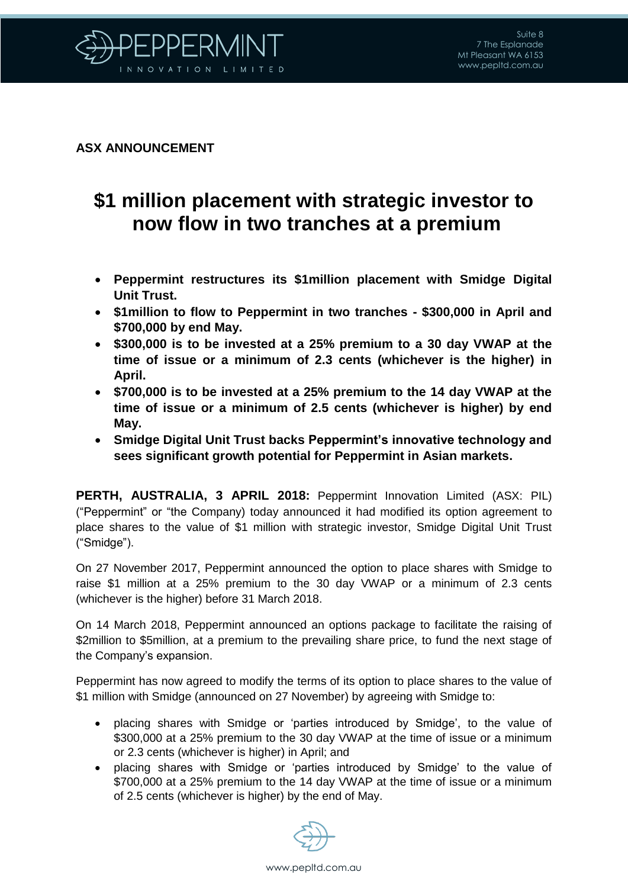**ASX ANNOUNCEMENT**

# $1 million placement with strategic investor to now flow in two tranches at a premium

- **Peppermint restructures its $1million placement with Smidge Digital Unit Trust.**
- **$1million to flow to Peppermint in two tranches - $300,000 in April and $700,000 by end May.**
- **$300,000 is to be invested at a 25% premium to a 30 day VWAP at the time of issue or a minimum of 2.3 cents (whichever is the higher) in April.**
- **$700,000 is to be invested at a 25% premium to the 14 day VWAP at the time of issue or a minimum of 2.5 cents (whichever is higher) by end May.**
- **Smidge Digital Unit Trust backs Peppermint's innovative technology and sees significant growth potential for Peppermint in Asian markets.**

**PERTH, AUSTRALIA, 3 APRIL 2018:** Peppermint Innovation Limited (ASX: PIL) ("Peppermint" or "the Company) today announced it had modified its option agreement to place shares to the value of $1 million with strategic investor, Smidge Digital Unit Trust ("Smidge").

On 27 November 2017, Peppermint announced the option to place shares with Smidge to raise $1 million at a 25% premium to the 30 day VWAP or a minimum of 2.3 cents (whichever is the higher) before 31 March 2018.

On 14 March 2018, Peppermint announced an options package to facilitate the raising of $2million to $5million, at a premium to the prevailing share price, to fund the next stage of the Company's expansion.

Peppermint has now agreed to modify the terms of its option to place shares to the value of $1 million with Smidge (announced on 27 November) by agreeing with Smidge to:

- placing shares with Smidge or 'parties introduced by Smidge', to the value of $300,000 at a 25% premium to the 30 day VWAP at the time of issue or a minimum or 2.3 cents (whichever is higher) in April; and
- placing shares with Smidge or 'parties introduced by Smidge' to the value of $700,000 at a 25% premium to the 14 day VWAP at the time of issue or a minimum of 2.5 cents (whichever is higher) by the end of May.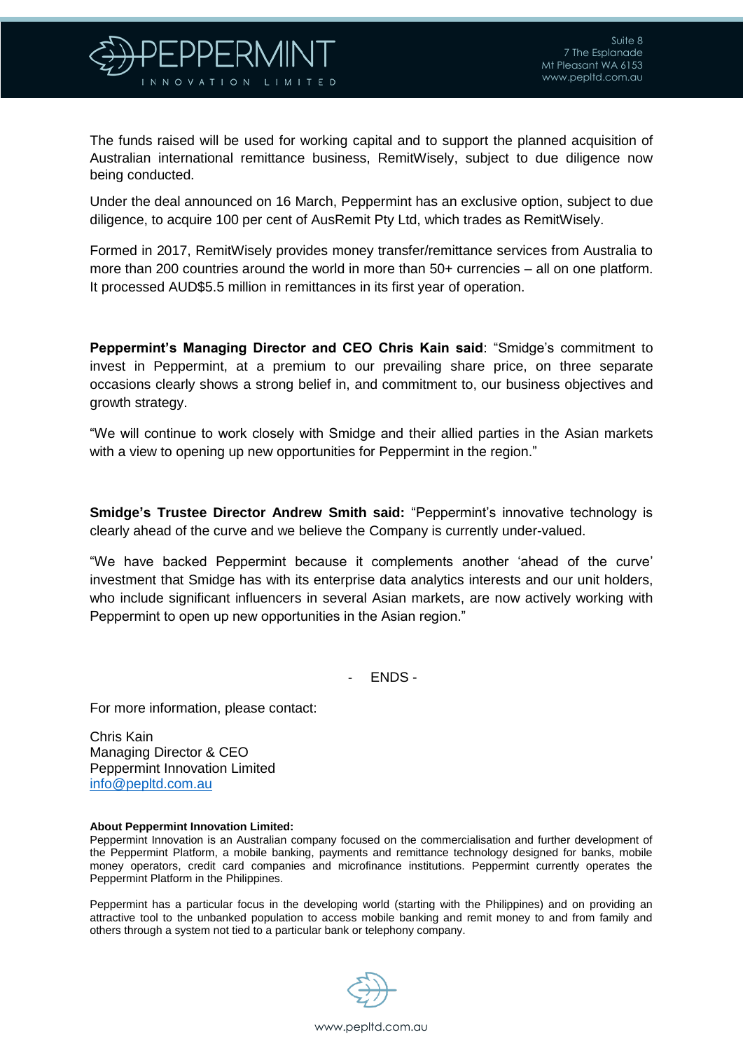The funds raised will be used for working capital and to support the planned acquisition of Australian international remittance business, RemitWisely, subject to due diligence now being conducted.

Under the deal announced on 16 March, Peppermint has an exclusive option, subject to due diligence, to acquire 100 per cent of AusRemit Pty Ltd, which trades as RemitWisely.

Formed in 2017, RemitWisely provides money transfer/remittance services from Australia to more than 200 countries around the world in more than 50+ currencies – all on one platform. It processed AUD$5.5 million in remittances in its first year of operation.

**Peppermint's Managing Director and CEO Chris Kain said**: "Smidge's commitment to invest in Peppermint, at a premium to our prevailing share price, on three separate occasions clearly shows a strong belief in, and commitment to, our business objectives and growth strategy.

"We will continue to work closely with Smidge and their allied parties in the Asian markets with a view to opening up new opportunities for Peppermint in the region."

**Smidge's Trustee Director Andrew Smith said:** "Peppermint's innovative technology is clearly ahead of the curve and we believe the Company is currently under-valued.

"We have backed Peppermint because it complements another 'ahead of the curve' investment that Smidge has with its enterprise data analytics interests and our unit holders, who include significant influencers in several Asian markets, are now actively working with Peppermint to open up new opportunities in the Asian region."

\- ENDS -

For more information, please contact:

Chris Kain
Managing Director & CEO
Peppermint Innovation Limited
info@pepltd.com.au

**About Peppermint Innovation Limited:**
Peppermint Innovation is an Australian company focused on the commercialisation and further development of the Peppermint Platform, a mobile banking, payments and remittance technology designed for banks, mobile money operators, credit card companies and microfinance institutions. Peppermint currently operates the Peppermint Platform in the Philippines.

Peppermint has a particular focus in the developing world (starting with the Philippines) and on providing an attractive tool to the unbanked population to access mobile banking and remit money to and from family and others through a system not tied to a particular bank or telephony company.